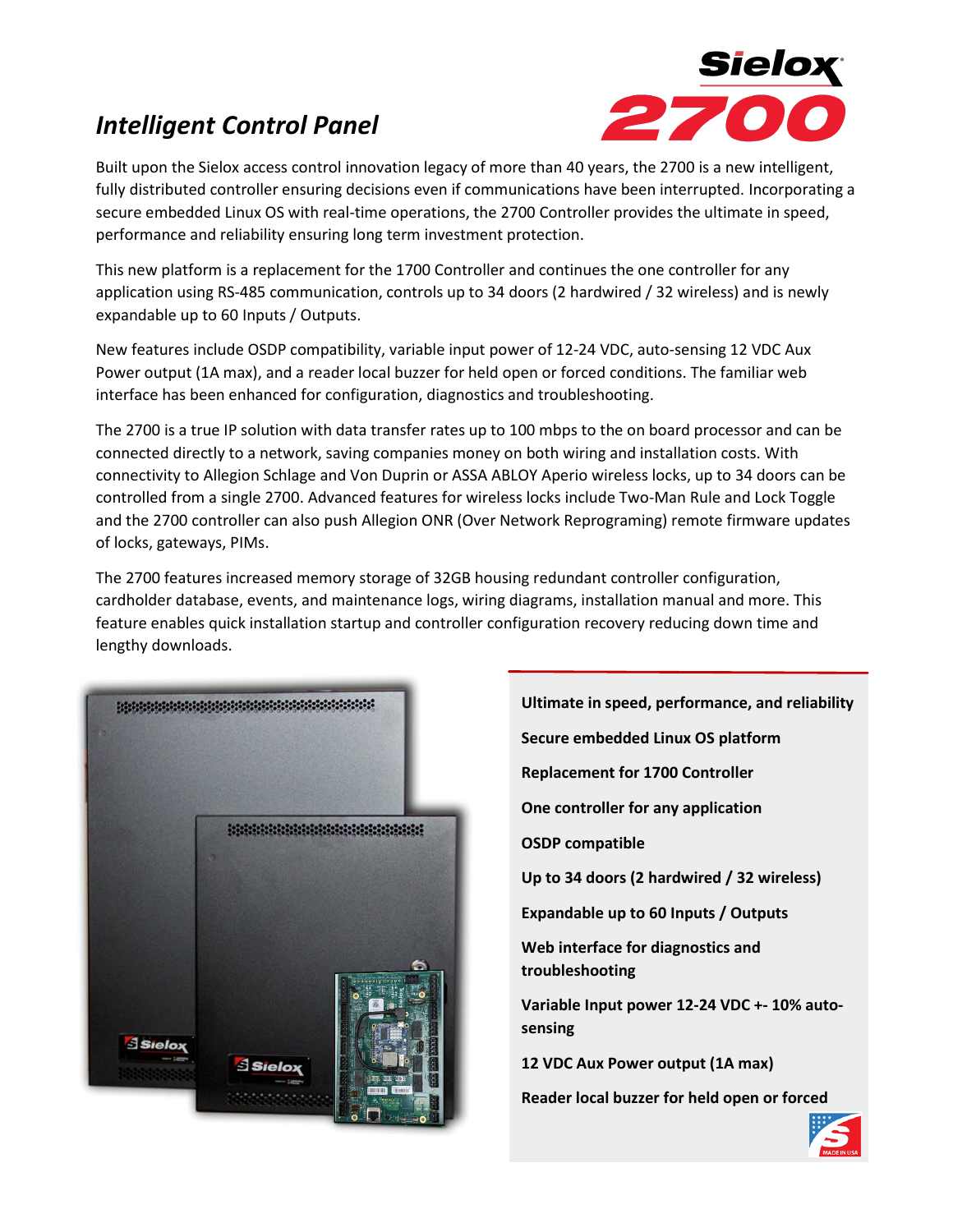# Sielox 2700

## *Intelligent Control Panel*

Built upon the Sielox access control innovation legacy of more than 40 years, the 2700 is a new intelligent, fully distributed controller ensuring decisions even if communications have been interrupted. Incorporating a secure embedded Linux OS with real-time operations, the 2700 Controller provides the ultimate in speed, performance and reliability ensuring long term investment protection.

This new platform is a replacement for the 1700 Controller and continues the one controller for any application using RS-485 communication, controls up to 34 doors (2 hardwired / 32 wireless) and is newly expandable up to 60 Inputs / Outputs.

New features include OSDP compatibility, variable input power of 12-24 VDC, auto-sensing 12 VDC Aux Power output (1A max), and a reader local buzzer for held open or forced conditions. The familiar web interface has been enhanced for configuration, diagnostics and troubleshooting.

The 2700 is a true IP solution with data transfer rates up to 100 mbps to the on board processor and can be connected directly to a network, saving companies money on both wiring and installation costs. With connectivity to Allegion Schlage and Von Duprin or ASSA ABLOY Aperio wireless locks, up to 34 doors can be controlled from a single 2700. Advanced features for wireless locks include Two-Man Rule and Lock Toggle and the 2700 controller can also push Allegion ONR (Over Network Reprograming) remote firmware updates of locks, gateways, PIMs.

The 2700 features increased memory storage of 32GB housing redundant controller configuration, cardholder database, events, and maintenance logs, wiring diagrams, installation manual and more. This feature enables quick installation startup and controller configuration recovery reducing down time and lengthy downloads.

**Ultimate in speed, performance, and reliability**

**Secure embedded Linux OS platform**

**Replacement for 1700 Controller**

**One controller for any application**

**OSDP compatible**

**Up to 34 doors (2 hardwired / 32 wireless)**

**Expandable up to 60 Inputs / Outputs**

**Web interface for diagnostics and troubleshooting**

**Variable Input power 12-24 VDC +- 10% auto-sensing**

**12 VDC Aux Power output (1A max)**

**Reader local buzzer for held open or forced**

MADE IN USA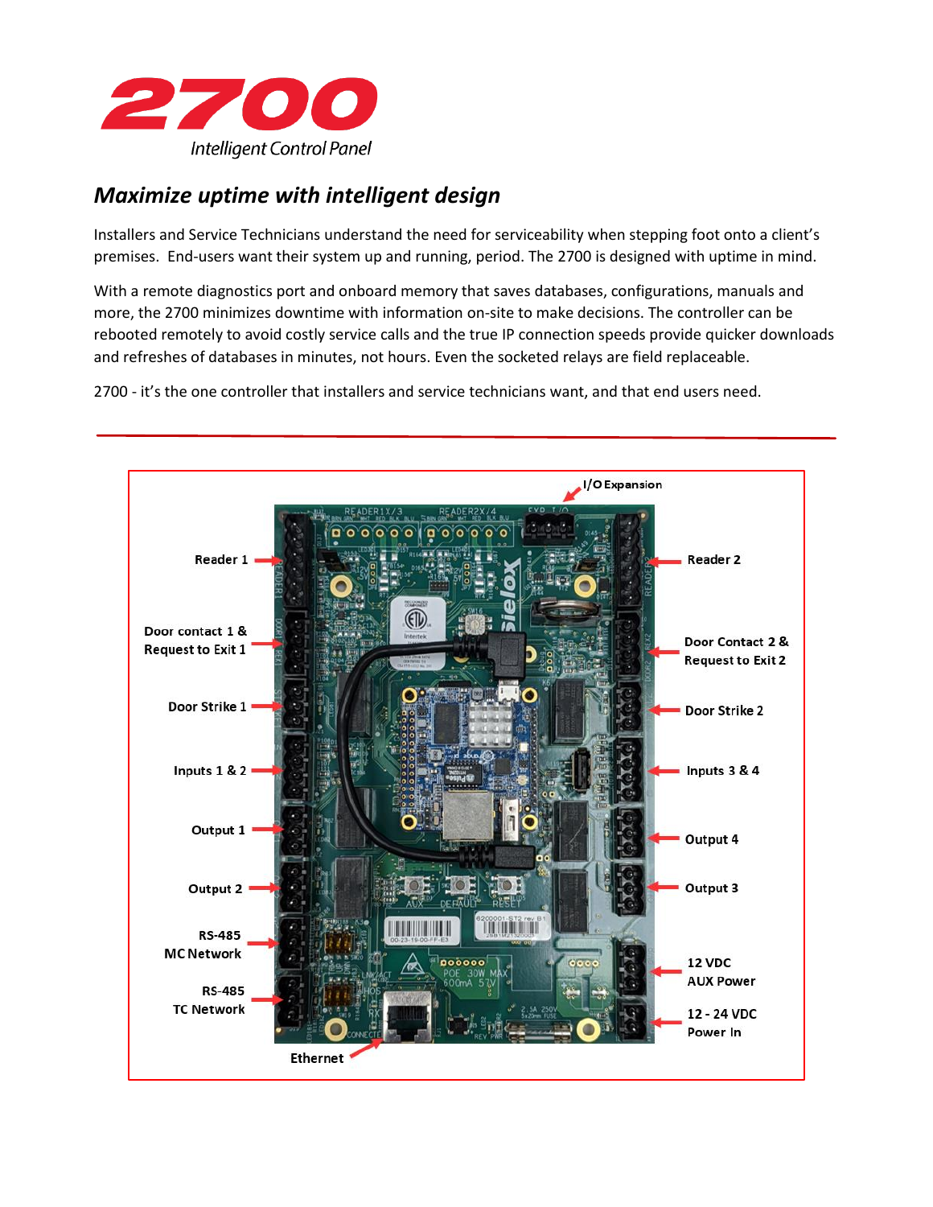# 2700

Intelligent Control Panel

## *Maximize uptime with intelligent design*

Installers and Service Technicians understand the need for serviceability when stepping foot onto a client's premises. End-users want their system up and running, period. The 2700 is designed with uptime in mind.

With a remote diagnostics port and onboard memory that saves databases, configurations, manuals and more, the 2700 minimizes downtime with information on-site to make decisions. The controller can be rebooted remotely to avoid costly service calls and the true IP connection speeds provide quicker downloads and refreshes of databases in minutes, not hours. Even the socketed relays are field replaceable.

2700 - it's the one controller that installers and service technicians want, and that end users need.

---

I/O Expansion

Reader 1

Reader 2

Door contact 1 & Request to Exit 1

Door Contact 2 & Request to Exit 2

Door Strike 1

Door Strike 2

Inputs 1 & 2

Inputs 3 & 4

Output 1

Output 4

Output 2

Output 3

RS-485 MC Network

12 VDC AUX Power

RS-485 TC Network

12 - 24 VDC Power In

Ethernet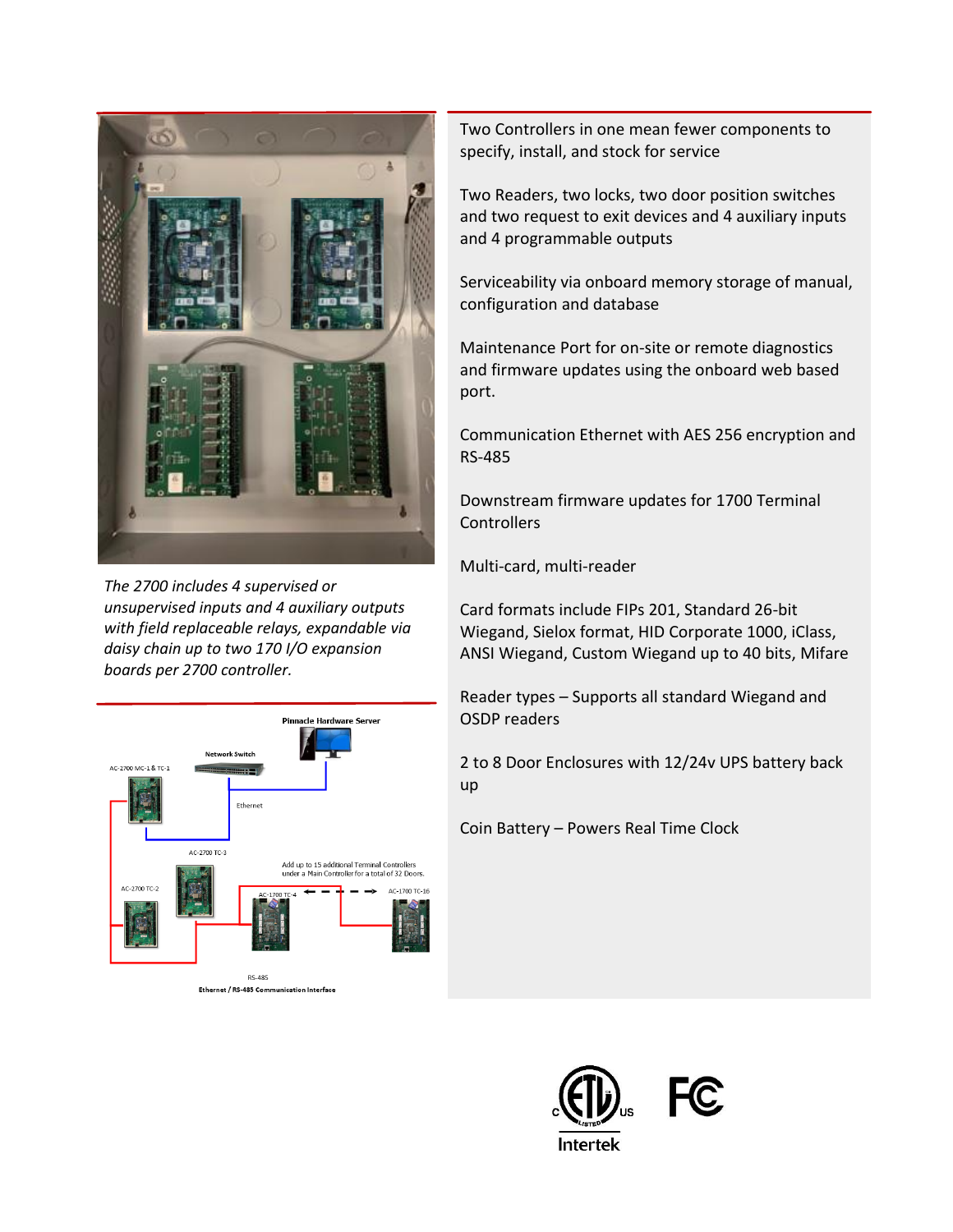*The 2700 includes 4 supervised or unsupervised inputs and 4 auxiliary outputs with field replaceable relays, expandable via daisy chain up to two 170 I/O expansion boards per 2700 controller.*

Pinnacle Hardware Server

Network Switch

AC-2700 MC-1 & TC-1

Ethernet

AC-2700 TC-3

AC-2700 TC-2

Add up to 15 additional Terminal Controllers under a Main Controller for a total of 32 Doors.

AC-1700 TC-4

AC-1700 TC-16

RS-485

**Ethernet / RS-485 Communication Interface**

Two Controllers in one mean fewer components to specify, install, and stock for service

Two Readers, two locks, two door position switches and two request to exit devices and 4 auxiliary inputs and 4 programmable outputs

Serviceability via onboard memory storage of manual, configuration and database

Maintenance Port for on-site or remote diagnostics and firmware updates using the onboard web based port.

Communication Ethernet with AES 256 encryption and RS-485

Downstream firmware updates for 1700 Terminal Controllers

Multi-card, multi-reader

Card formats include FIPs 201, Standard 26-bit Wiegand, Sielox format, HID Corporate 1000, iClass, ANSI Wiegand, Custom Wiegand up to 40 bits, Mifare

Reader types – Supports all standard Wiegand and OSDP readers

2 to 8 Door Enclosures with 12/24v UPS battery back up

Coin Battery – Powers Real Time Clock

Intertek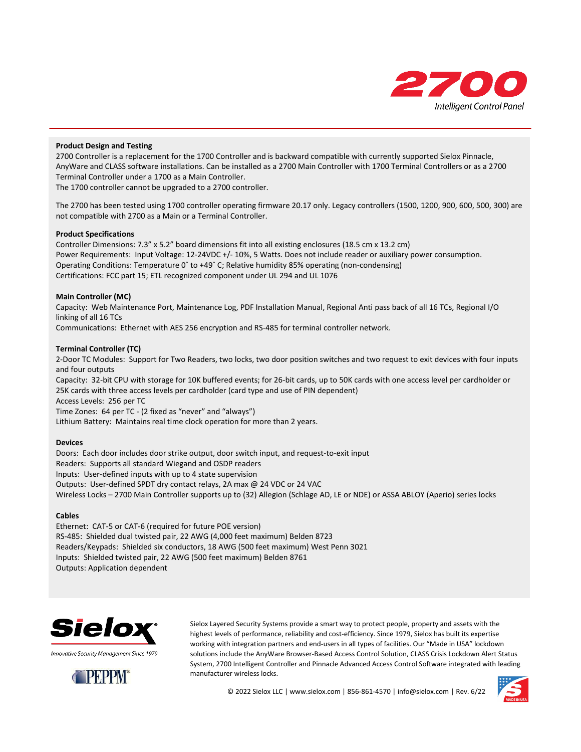# 2700

*Intelligent Control Panel*

**Product Design and Testing**

2700 Controller is a replacement for the 1700 Controller and is backward compatible with currently supported Sielox Pinnacle, AnyWare and CLASS software installations. Can be installed as a 2700 Main Controller with 1700 Terminal Controllers or as a 2700 Terminal Controller under a 1700 as a Main Controller.
The 1700 controller cannot be upgraded to a 2700 controller.

The 2700 has been tested using 1700 controller operating firmware 20.17 only. Legacy controllers (1500, 1200, 900, 600, 500, 300) are not compatible with 2700 as a Main or a Terminal Controller.

**Product Specifications**

Controller Dimensions: 7.3" x 5.2" board dimensions fit into all existing enclosures (18.5 cm x 13.2 cm)
Power Requirements: Input Voltage: 12-24VDC +/- 10%, 5 Watts. Does not include reader or auxiliary power consumption.
Operating Conditions: Temperature 0˚ to +49˚ C; Relative humidity 85% operating (non-condensing)
Certifications: FCC part 15; ETL recognized component under UL 294 and UL 1076

**Main Controller (MC)**

Capacity: Web Maintenance Port, Maintenance Log, PDF Installation Manual, Regional Anti pass back of all 16 TCs, Regional I/O linking of all 16 TCs
Communications: Ethernet with AES 256 encryption and RS-485 for terminal controller network.

**Terminal Controller (TC)**

2-Door TC Modules: Support for Two Readers, two locks, two door position switches and two request to exit devices with four inputs and four outputs
Capacity: 32-bit CPU with storage for 10K buffered events; for 26-bit cards, up to 50K cards with one access level per cardholder or 25K cards with three access levels per cardholder (card type and use of PIN dependent)
Access Levels: 256 per TC
Time Zones: 64 per TC - (2 fixed as "never" and "always")
Lithium Battery: Maintains real time clock operation for more than 2 years.

**Devices**

Doors: Each door includes door strike output, door switch input, and request-to-exit input
Readers: Supports all standard Wiegand and OSDP readers
Inputs: User-defined inputs with up to 4 state supervision
Outputs: User-defined SPDT dry contact relays, 2A max @ 24 VDC or 24 VAC
Wireless Locks – 2700 Main Controller supports up to (32) Allegion (Schlage AD, LE or NDE) or ASSA ABLOY (Aperio) series locks

**Cables**

Ethernet: CAT-5 or CAT-6 (required for future POE version)
RS-485: Shielded dual twisted pair, 22 AWG (4,000 feet maximum) Belden 8723
Readers/Keypads: Shielded six conductors, 18 AWG (500 feet maximum) West Penn 3021
Inputs: Shielded twisted pair, 22 AWG (500 feet maximum) Belden 8761
Outputs: Application dependent

Sielox®

*Innovative Security Management Since 1979*

PEPPM®

Sielox Layered Security Systems provide a smart way to protect people, property and assets with the highest levels of performance, reliability and cost-efficiency. Since 1979, Sielox has built its expertise working with integration partners and end-users in all types of facilities. Our "Made in USA" lockdown solutions include the AnyWare Browser-Based Access Control Solution, CLASS Crisis Lockdown Alert Status System, 2700 Intelligent Controller and Pinnacle Advanced Access Control Software integrated with leading manufacturer wireless locks.

© 2022 Sielox LLC | www.sielox.com | 856-861-4570 | info@sielox.com | Rev. 6/22

MADE IN USA